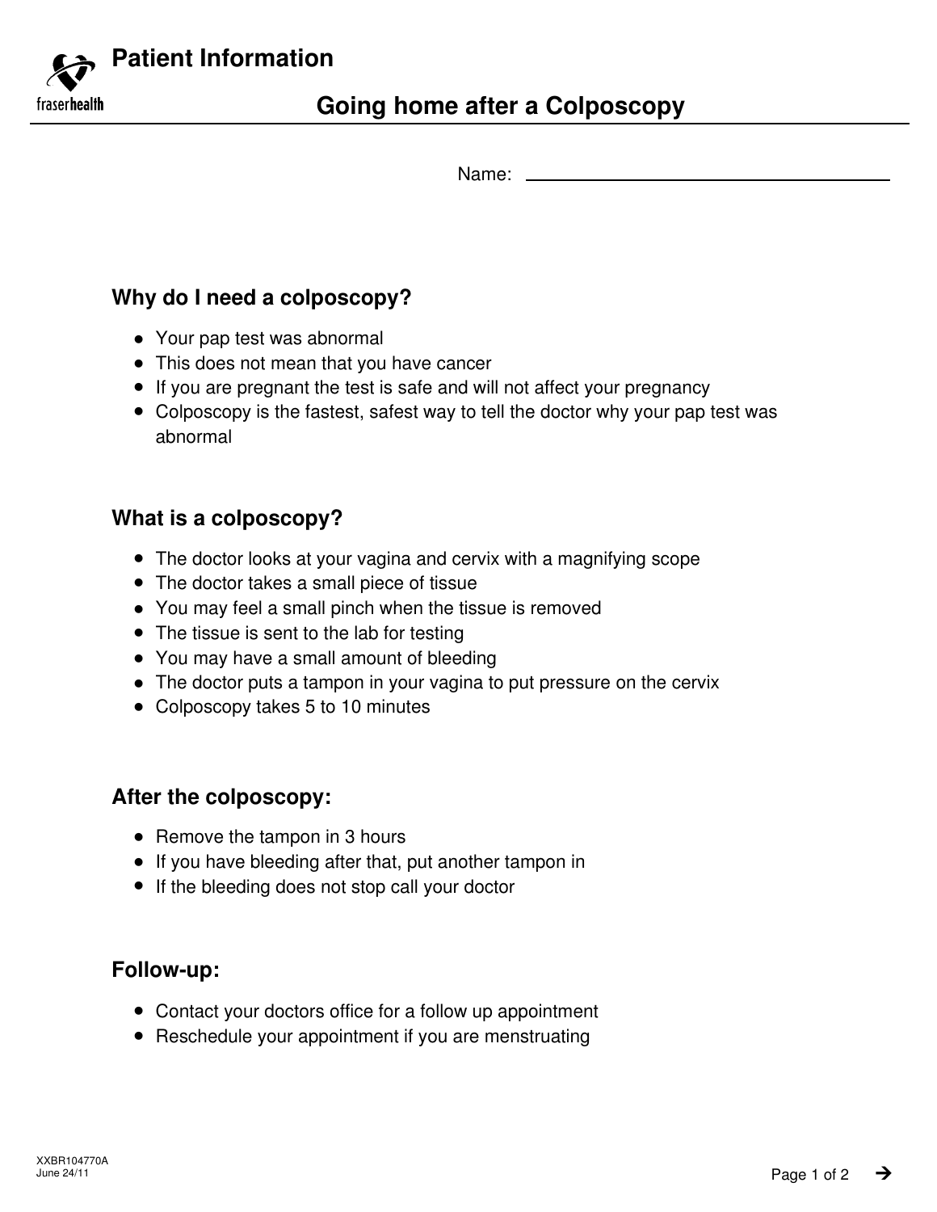# Patient Information

## Going home after a Colposcopy

Name: ____________________

### Why do I need a colposcopy?

- Your pap test was abnormal
- This does not mean that you have cancer
- If you are pregnant the test is safe and will not affect your pregnancy
- Colposcopy is the fastest, safest way to tell the doctor why your pap test was abnormal

### What is a colposcopy?

- The doctor looks at your vagina and cervix with a magnifying scope
- The doctor takes a small piece of tissue
- You may feel a small pinch when the tissue is removed
- The tissue is sent to the lab for testing
- You may have a small amount of bleeding
- The doctor puts a tampon in your vagina to put pressure on the cervix
- Colposcopy takes 5 to 10 minutes

### After the colposcopy:

- Remove the tampon in 3 hours
- If you have bleeding after that, put another tampon in
- If the bleeding does not stop call your doctor

### Follow-up:

- Contact your doctors office for a follow up appointment
- Reschedule your appointment if you are menstruating

XXBR104770A
June 24/11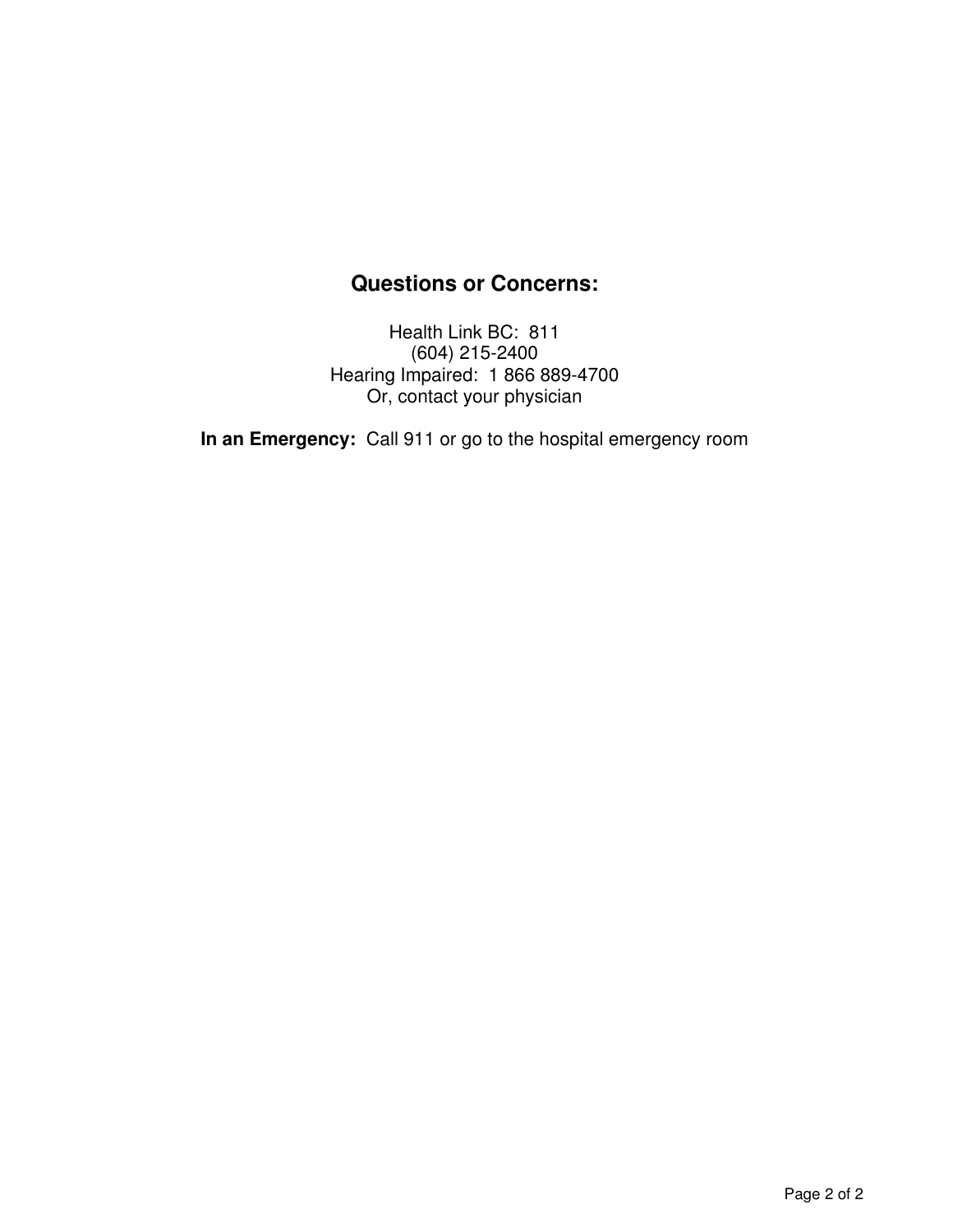## Questions or Concerns:

Health Link BC: 811
(604) 215-2400
Hearing Impaired: 1 866 889-4700
Or, contact your physician

**In an Emergency:** Call 911 or go to the hospital emergency room